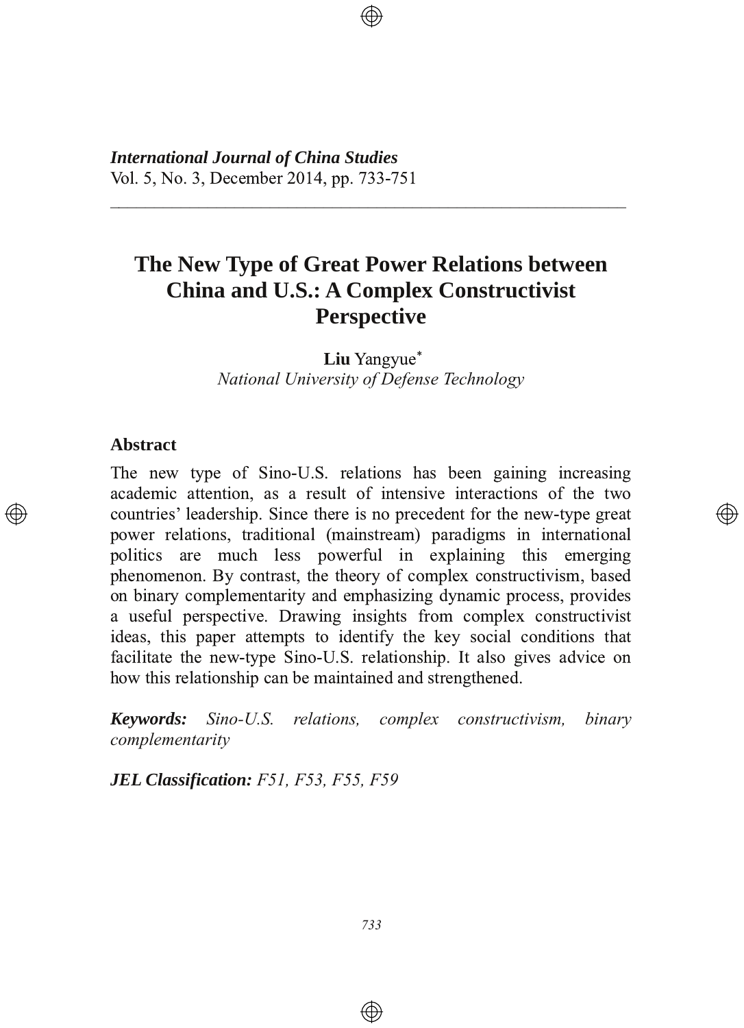*International Journal of China Studies*
Vol. 5, No. 3, December 2014, pp. 733-751

# The New Type of Great Power Relations between China and U.S.: A Complex Constructivist Perspective

**Liu** Yangyue[*]
*National University of Defense Technology*

## Abstract

The new type of Sino-U.S. relations has been gaining increasing academic attention, as a result of intensive interactions of the two countries' leadership. Since there is no precedent for the new-type great power relations, traditional (mainstream) paradigms in international politics are much less powerful in explaining this emerging phenomenon. By contrast, the theory of complex constructivism, based on binary complementarity and emphasizing dynamic process, provides a useful perspective. Drawing insights from complex constructivist ideas, this paper attempts to identify the key social conditions that facilitate the new-type Sino-U.S. relationship. It also gives advice on how this relationship can be maintained and strengthened.

***Keywords:*** *Sino-U.S. relations, complex constructivism, binary complementarity*

***JEL Classification:*** *F51, F53, F55, F59*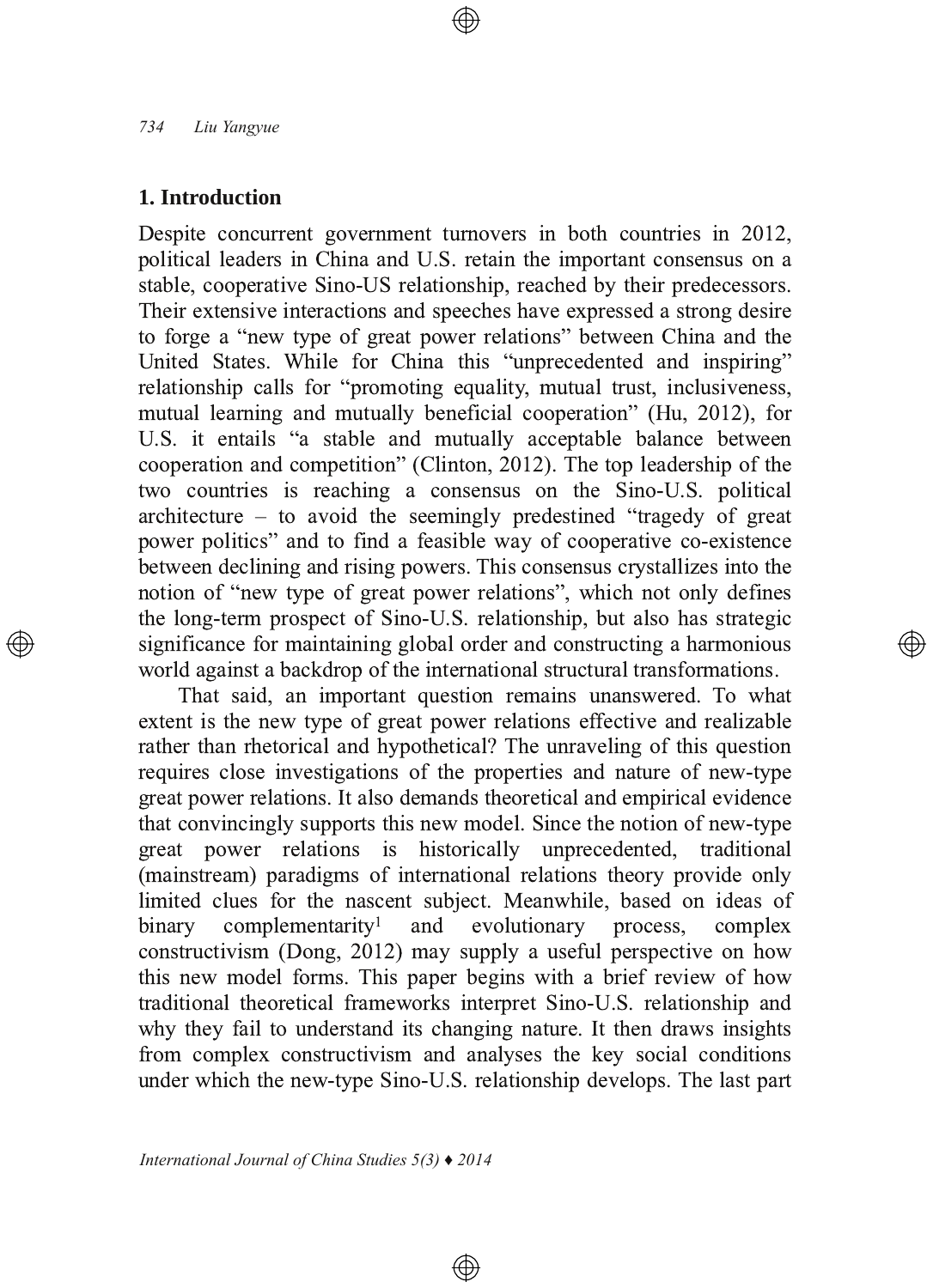## 1. Introduction

Despite concurrent government turnovers in both countries in 2012, political leaders in China and U.S. retain the important consensus on a stable, cooperative Sino-US relationship, reached by their predecessors. Their extensive interactions and speeches have expressed a strong desire to forge a "new type of great power relations" between China and the United States. While for China this "unprecedented and inspiring" relationship calls for "promoting equality, mutual trust, inclusiveness, mutual learning and mutually beneficial cooperation" (Hu, 2012), for U.S. it entails "a stable and mutually acceptable balance between cooperation and competition" (Clinton, 2012). The top leadership of the two countries is reaching a consensus on the Sino-U.S. political architecture – to avoid the seemingly predestined "tragedy of great power politics" and to find a feasible way of cooperative co-existence between declining and rising powers. This consensus crystallizes into the notion of "new type of great power relations", which not only defines the long-term prospect of Sino-U.S. relationship, but also has strategic significance for maintaining global order and constructing a harmonious world against a backdrop of the international structural transformations.

That said, an important question remains unanswered. To what extent is the new type of great power relations effective and realizable rather than rhetorical and hypothetical? The unraveling of this question requires close investigations of the properties and nature of new-type great power relations. It also demands theoretical and empirical evidence that convincingly supports this new model. Since the notion of new-type great power relations is historically unprecedented, traditional (mainstream) paradigms of international relations theory provide only limited clues for the nascent subject. Meanwhile, based on ideas of binary complementarity[1] and evolutionary process, complex constructivism (Dong, 2012) may supply a useful perspective on how this new model forms. This paper begins with a brief review of how traditional theoretical frameworks interpret Sino-U.S. relationship and why they fail to understand its changing nature. It then draws insights from complex constructivism and analyses the key social conditions under which the new-type Sino-U.S. relationship develops. The last part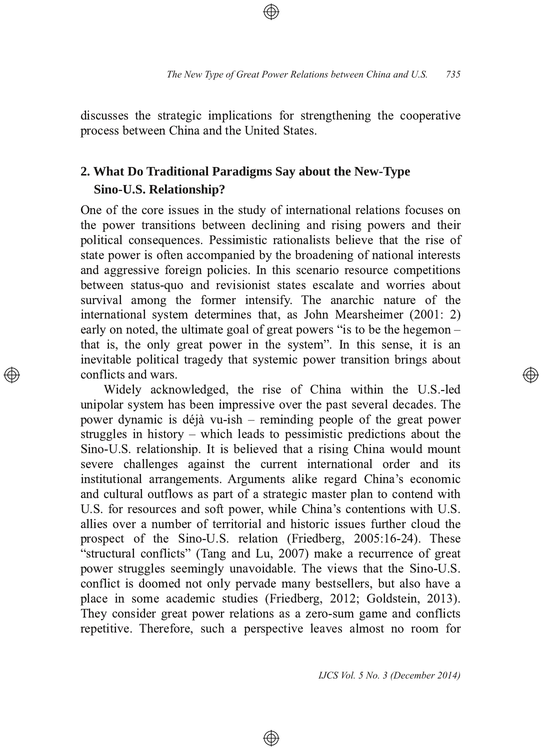discusses the strategic implications for strengthening the cooperative process between China and the United States.

## 2. What Do Traditional Paradigms Say about the New-Type Sino-U.S. Relationship?

One of the core issues in the study of international relations focuses on the power transitions between declining and rising powers and their political consequences. Pessimistic rationalists believe that the rise of state power is often accompanied by the broadening of national interests and aggressive foreign policies. In this scenario resource competitions between status-quo and revisionist states escalate and worries about survival among the former intensify. The anarchic nature of the international system determines that, as John Mearsheimer (2001: 2) early on noted, the ultimate goal of great powers "is to be the hegemon – that is, the only great power in the system". In this sense, it is an inevitable political tragedy that systemic power transition brings about conflicts and wars.

Widely acknowledged, the rise of China within the U.S.-led unipolar system has been impressive over the past several decades. The power dynamic is déjà vu-ish – reminding people of the great power struggles in history – which leads to pessimistic predictions about the Sino-U.S. relationship. It is believed that a rising China would mount severe challenges against the current international order and its institutional arrangements. Arguments alike regard China's economic and cultural outflows as part of a strategic master plan to contend with U.S. for resources and soft power, while China's contentions with U.S. allies over a number of territorial and historic issues further cloud the prospect of the Sino-U.S. relation (Friedberg, 2005:16-24). These "structural conflicts" (Tang and Lu, 2007) make a recurrence of great power struggles seemingly unavoidable. The views that the Sino-U.S. conflict is doomed not only pervade many bestsellers, but also have a place in some academic studies (Friedberg, 2012; Goldstein, 2013). They consider great power relations as a zero-sum game and conflicts repetitive. Therefore, such a perspective leaves almost no room for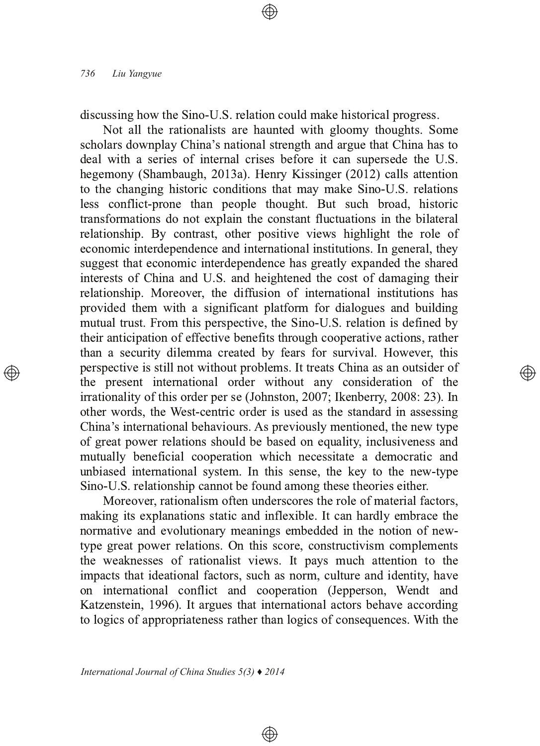discussing how the Sino-U.S. relation could make historical progress.

Not all the rationalists are haunted with gloomy thoughts. Some scholars downplay China's national strength and argue that China has to deal with a series of internal crises before it can supersede the U.S. hegemony (Shambaugh, 2013a). Henry Kissinger (2012) calls attention to the changing historic conditions that may make Sino-U.S. relations less conflict-prone than people thought. But such broad, historic transformations do not explain the constant fluctuations in the bilateral relationship. By contrast, other positive views highlight the role of economic interdependence and international institutions. In general, they suggest that economic interdependence has greatly expanded the shared interests of China and U.S. and heightened the cost of damaging their relationship. Moreover, the diffusion of international institutions has provided them with a significant platform for dialogues and building mutual trust. From this perspective, the Sino-U.S. relation is defined by their anticipation of effective benefits through cooperative actions, rather than a security dilemma created by fears for survival. However, this perspective is still not without problems. It treats China as an outsider of the present international order without any consideration of the irrationality of this order per se (Johnston, 2007; Ikenberry, 2008: 23). In other words, the West-centric order is used as the standard in assessing China's international behaviours. As previously mentioned, the new type of great power relations should be based on equality, inclusiveness and mutually beneficial cooperation which necessitate a democratic and unbiased international system. In this sense, the key to the new-type Sino-U.S. relationship cannot be found among these theories either.

Moreover, rationalism often underscores the role of material factors, making its explanations static and inflexible. It can hardly embrace the normative and evolutionary meanings embedded in the notion of new-type great power relations. On this score, constructivism complements the weaknesses of rationalist views. It pays much attention to the impacts that ideational factors, such as norm, culture and identity, have on international conflict and cooperation (Jepperson, Wendt and Katzenstein, 1996). It argues that international actors behave according to logics of appropriateness rather than logics of consequences. With the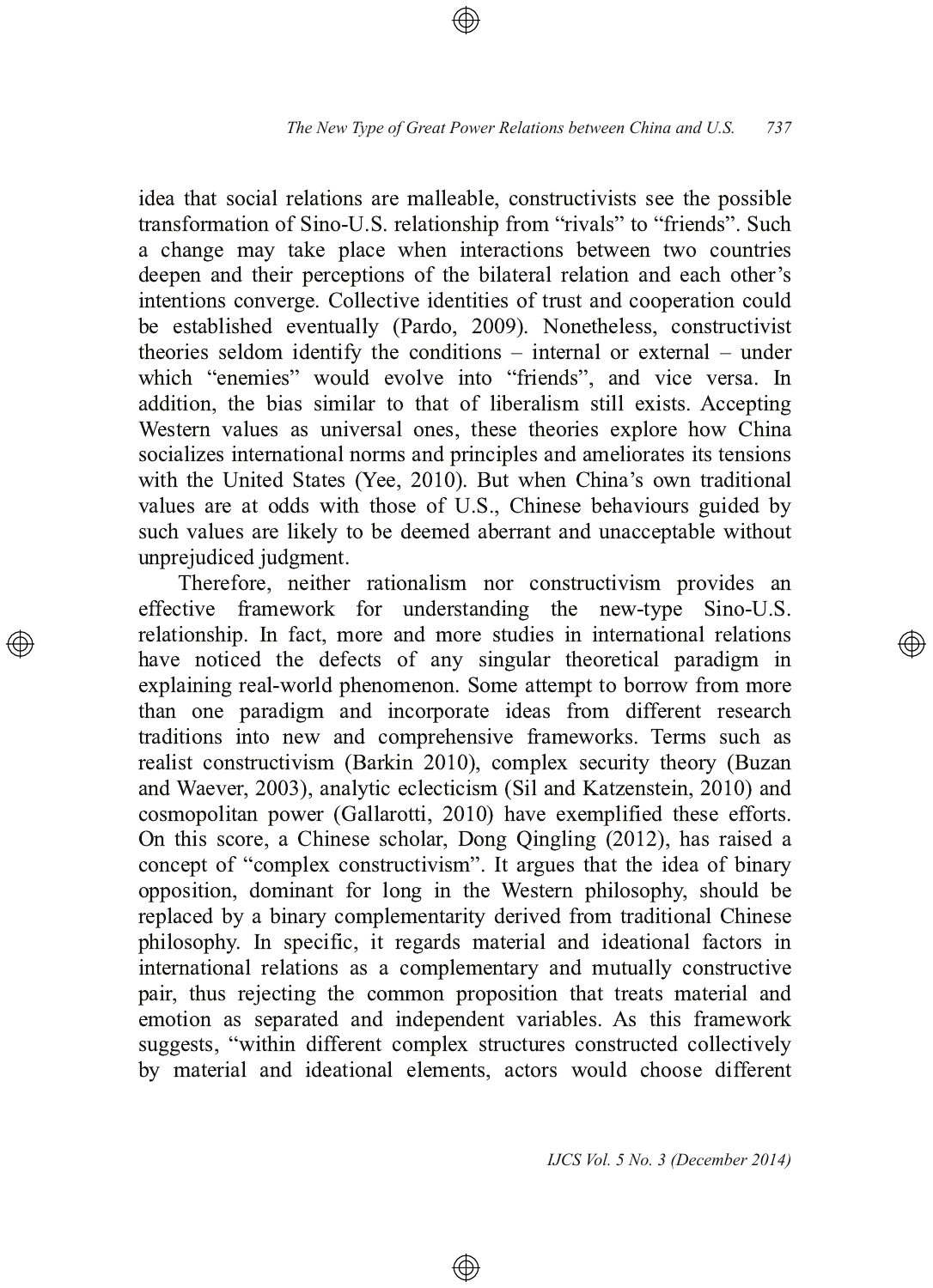idea that social relations are malleable, constructivists see the possible transformation of Sino-U.S. relationship from "rivals" to "friends". Such a change may take place when interactions between two countries deepen and their perceptions of the bilateral relation and each other's intentions converge. Collective identities of trust and cooperation could be established eventually (Pardo, 2009). Nonetheless, constructivist theories seldom identify the conditions – internal or external – under which "enemies" would evolve into "friends", and vice versa. In addition, the bias similar to that of liberalism still exists. Accepting Western values as universal ones, these theories explore how China socializes international norms and principles and ameliorates its tensions with the United States (Yee, 2010). But when China's own traditional values are at odds with those of U.S., Chinese behaviours guided by such values are likely to be deemed aberrant and unacceptable without unprejudiced judgment.

Therefore, neither rationalism nor constructivism provides an effective framework for understanding the new-type Sino-U.S. relationship. In fact, more and more studies in international relations have noticed the defects of any singular theoretical paradigm in explaining real-world phenomenon. Some attempt to borrow from more than one paradigm and incorporate ideas from different research traditions into new and comprehensive frameworks. Terms such as realist constructivism (Barkin 2010), complex security theory (Buzan and Waever, 2003), analytic eclecticism (Sil and Katzenstein, 2010) and cosmopolitan power (Gallarotti, 2010) have exemplified these efforts. On this score, a Chinese scholar, Dong Qingling (2012), has raised a concept of "complex constructivism". It argues that the idea of binary opposition, dominant for long in the Western philosophy, should be replaced by a binary complementarity derived from traditional Chinese philosophy. In specific, it regards material and ideational factors in international relations as a complementary and mutually constructive pair, thus rejecting the common proposition that treats material and emotion as separated and independent variables. As this framework suggests, "within different complex structures constructed collectively by material and ideational elements, actors would choose different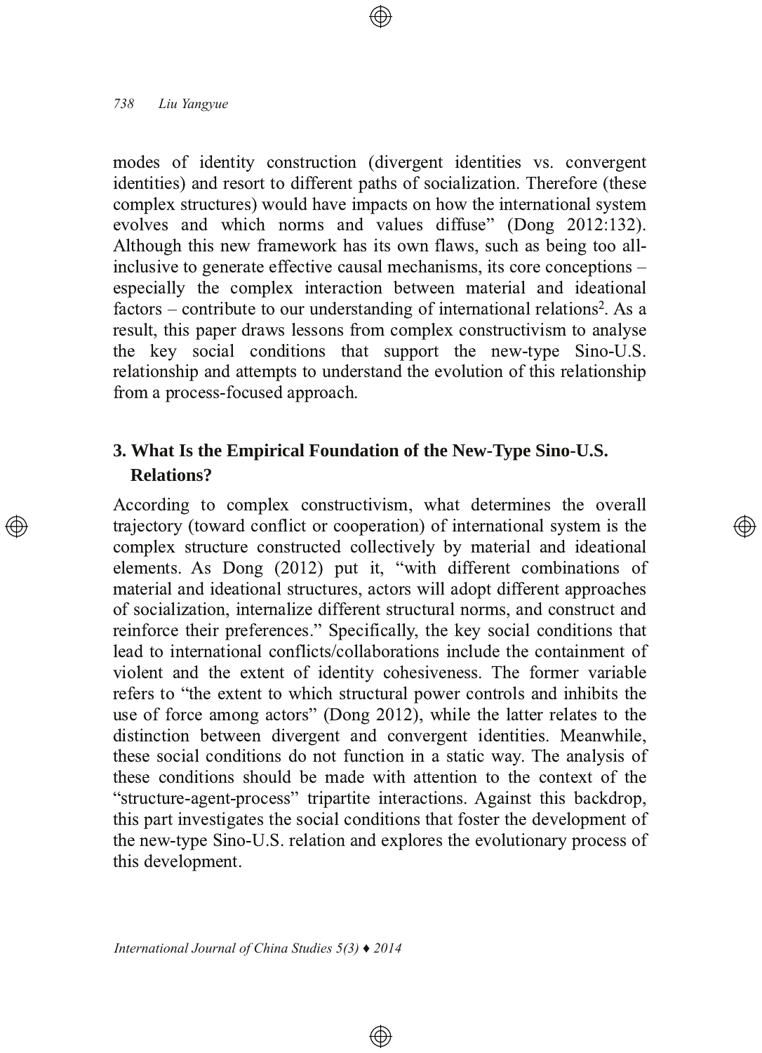modes of identity construction (divergent identities vs. convergent identities) and resort to different paths of socialization. Therefore (these complex structures) would have impacts on how the international system evolves and which norms and values diffuse" (Dong 2012:132). Although this new framework has its own flaws, such as being too all-inclusive to generate effective causal mechanisms, its core conceptions – especially the complex interaction between material and ideational factors – contribute to our understanding of international relations[2]. As a result, this paper draws lessons from complex constructivism to analyse the key social conditions that support the new-type Sino-U.S. relationship and attempts to understand the evolution of this relationship from a process-focused approach.

## 3. What Is the Empirical Foundation of the New-Type Sino-U.S. Relations?

According to complex constructivism, what determines the overall trajectory (toward conflict or cooperation) of international system is the complex structure constructed collectively by material and ideational elements. As Dong (2012) put it, "with different combinations of material and ideational structures, actors will adopt different approaches of socialization, internalize different structural norms, and construct and reinforce their preferences." Specifically, the key social conditions that lead to international conflicts/collaborations include the containment of violent and the extent of identity cohesiveness. The former variable refers to "the extent to which structural power controls and inhibits the use of force among actors" (Dong 2012), while the latter relates to the distinction between divergent and convergent identities. Meanwhile, these social conditions do not function in a static way. The analysis of these conditions should be made with attention to the context of the "structure-agent-process" tripartite interactions. Against this backdrop, this part investigates the social conditions that foster the development of the new-type Sino-U.S. relation and explores the evolutionary process of this development.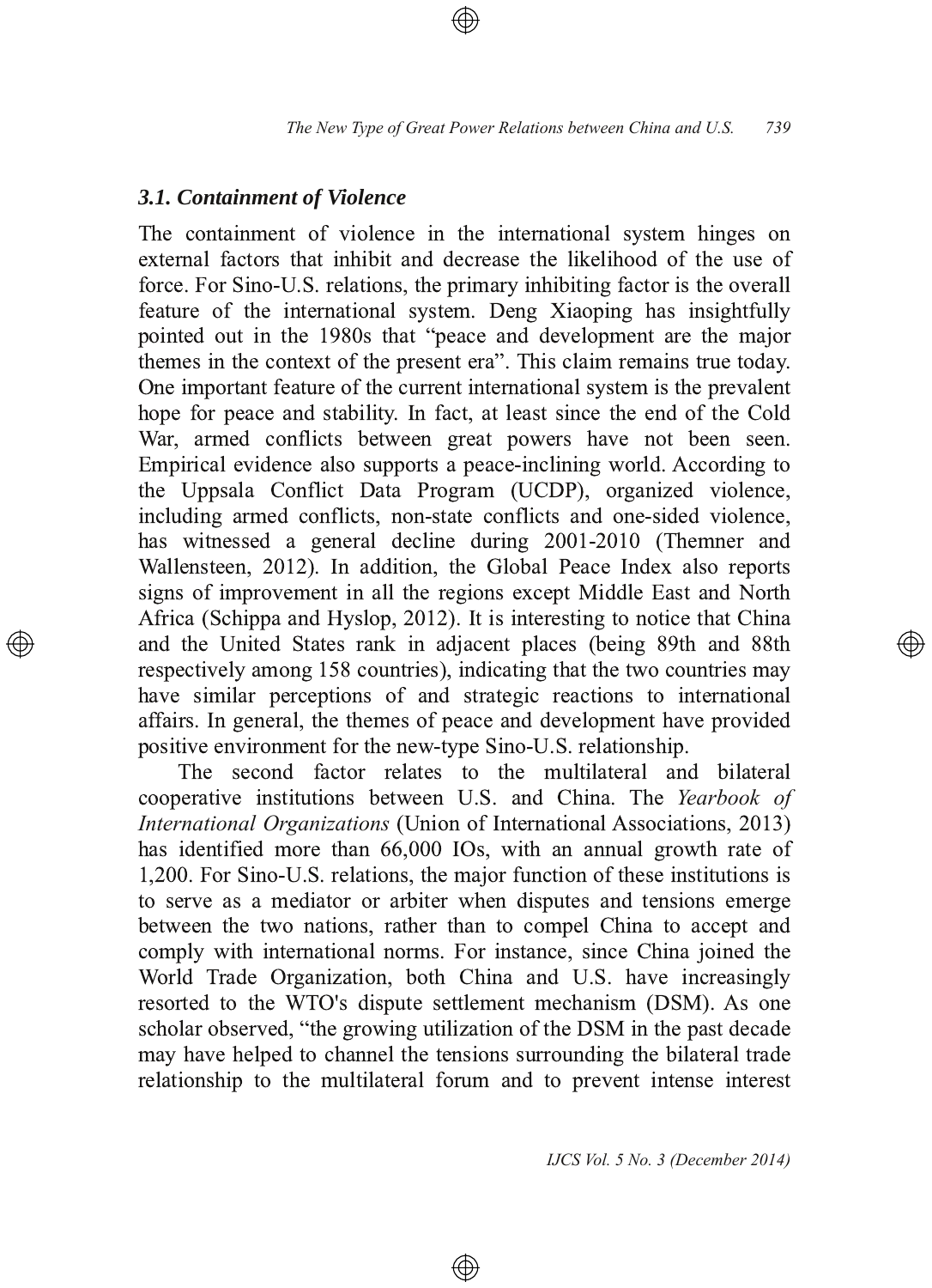### 3.1. Containment of Violence

The containment of violence in the international system hinges on external factors that inhibit and decrease the likelihood of the use of force. For Sino-U.S. relations, the primary inhibiting factor is the overall feature of the international system. Deng Xiaoping has insightfully pointed out in the 1980s that "peace and development are the major themes in the context of the present era". This claim remains true today. One important feature of the current international system is the prevalent hope for peace and stability. In fact, at least since the end of the Cold War, armed conflicts between great powers have not been seen. Empirical evidence also supports a peace-inclining world. According to the Uppsala Conflict Data Program (UCDP), organized violence, including armed conflicts, non-state conflicts and one-sided violence, has witnessed a general decline during 2001-2010 (Themner and Wallensteen, 2012). In addition, the Global Peace Index also reports signs of improvement in all the regions except Middle East and North Africa (Schippa and Hyslop, 2012). It is interesting to notice that China and the United States rank in adjacent places (being 89th and 88th respectively among 158 countries), indicating that the two countries may have similar perceptions of and strategic reactions to international affairs. In general, the themes of peace and development have provided positive environment for the new-type Sino-U.S. relationship.

The second factor relates to the multilateral and bilateral cooperative institutions between U.S. and China. The *Yearbook of International Organizations* (Union of International Associations, 2013) has identified more than 66,000 IOs, with an annual growth rate of 1,200. For Sino-U.S. relations, the major function of these institutions is to serve as a mediator or arbiter when disputes and tensions emerge between the two nations, rather than to compel China to accept and comply with international norms. For instance, since China joined the World Trade Organization, both China and U.S. have increasingly resorted to the WTO's dispute settlement mechanism (DSM). As one scholar observed, "the growing utilization of the DSM in the past decade may have helped to channel the tensions surrounding the bilateral trade relationship to the multilateral forum and to prevent intense interest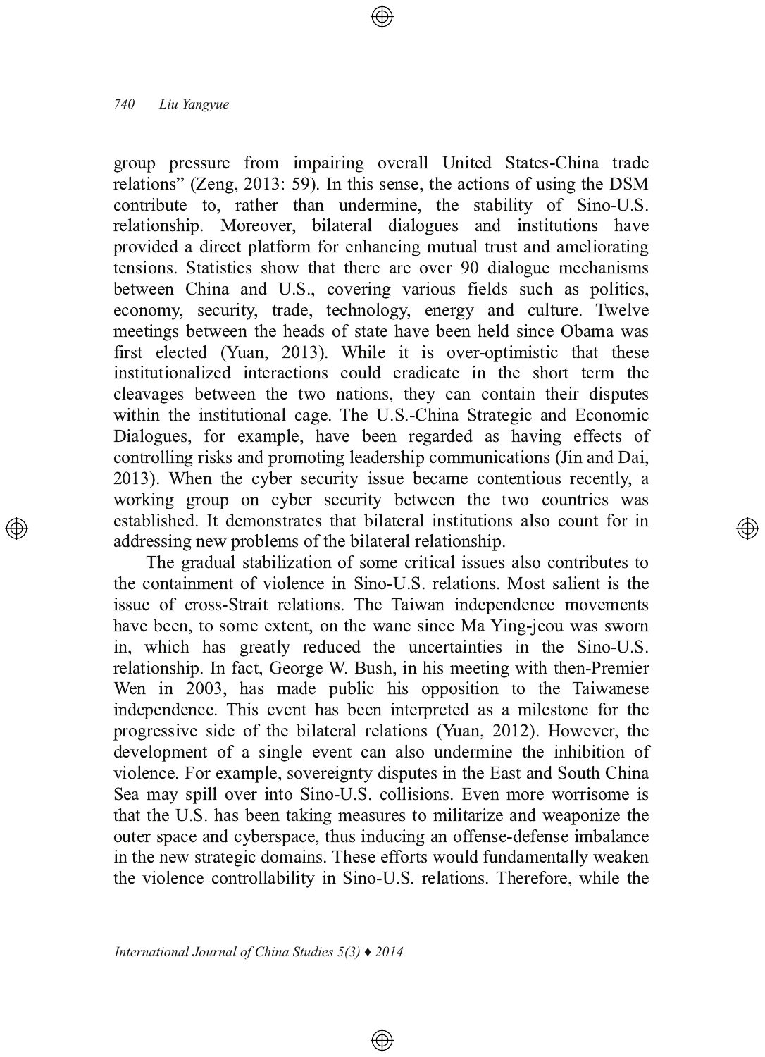group pressure from impairing overall United States-China trade relations" (Zeng, 2013: 59). In this sense, the actions of using the DSM contribute to, rather than undermine, the stability of Sino-U.S. relationship. Moreover, bilateral dialogues and institutions have provided a direct platform for enhancing mutual trust and ameliorating tensions. Statistics show that there are over 90 dialogue mechanisms between China and U.S., covering various fields such as politics, economy, security, trade, technology, energy and culture. Twelve meetings between the heads of state have been held since Obama was first elected (Yuan, 2013). While it is over-optimistic that these institutionalized interactions could eradicate in the short term the cleavages between the two nations, they can contain their disputes within the institutional cage. The U.S.-China Strategic and Economic Dialogues, for example, have been regarded as having effects of controlling risks and promoting leadership communications (Jin and Dai, 2013). When the cyber security issue became contentious recently, a working group on cyber security between the two countries was established. It demonstrates that bilateral institutions also count for in addressing new problems of the bilateral relationship.

The gradual stabilization of some critical issues also contributes to the containment of violence in Sino-U.S. relations. Most salient is the issue of cross-Strait relations. The Taiwan independence movements have been, to some extent, on the wane since Ma Ying-jeou was sworn in, which has greatly reduced the uncertainties in the Sino-U.S. relationship. In fact, George W. Bush, in his meeting with then-Premier Wen in 2003, has made public his opposition to the Taiwanese independence. This event has been interpreted as a milestone for the progressive side of the bilateral relations (Yuan, 2012). However, the development of a single event can also undermine the inhibition of violence. For example, sovereignty disputes in the East and South China Sea may spill over into Sino-U.S. collisions. Even more worrisome is that the U.S. has been taking measures to militarize and weaponize the outer space and cyberspace, thus inducing an offense-defense imbalance in the new strategic domains. These efforts would fundamentally weaken the violence controllability in Sino-U.S. relations. Therefore, while the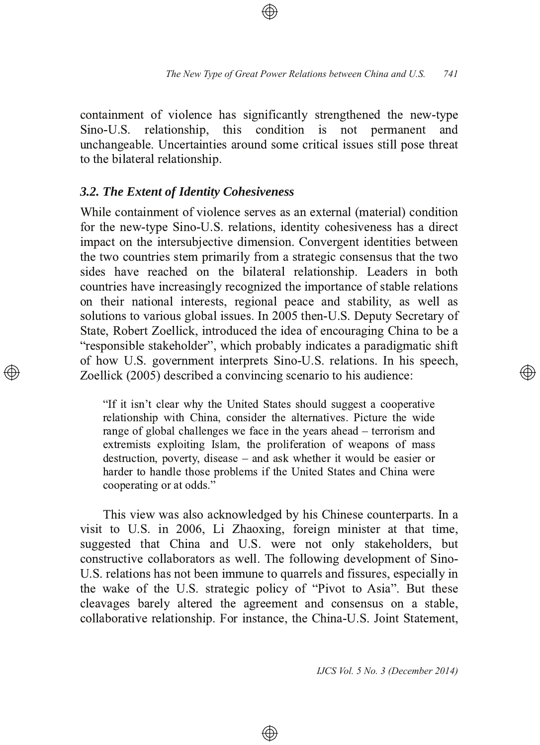containment of violence has significantly strengthened the new-type Sino-U.S. relationship, this condition is not permanent and unchangeable. Uncertainties around some critical issues still pose threat to the bilateral relationship.

### *3.2. The Extent of Identity Cohesiveness*

While containment of violence serves as an external (material) condition for the new-type Sino-U.S. relations, identity cohesiveness has a direct impact on the intersubjective dimension. Convergent identities between the two countries stem primarily from a strategic consensus that the two sides have reached on the bilateral relationship. Leaders in both countries have increasingly recognized the importance of stable relations on their national interests, regional peace and stability, as well as solutions to various global issues. In 2005 then-U.S. Deputy Secretary of State, Robert Zoellick, introduced the idea of encouraging China to be a "responsible stakeholder", which probably indicates a paradigmatic shift of how U.S. government interprets Sino-U.S. relations. In his speech, Zoellick (2005) described a convincing scenario to his audience:

> "If it isn't clear why the United States should suggest a cooperative relationship with China, consider the alternatives. Picture the wide range of global challenges we face in the years ahead – terrorism and extremists exploiting Islam, the proliferation of weapons of mass destruction, poverty, disease – and ask whether it would be easier or harder to handle those problems if the United States and China were cooperating or at odds."

This view was also acknowledged by his Chinese counterparts. In a visit to U.S. in 2006, Li Zhaoxing, foreign minister at that time, suggested that China and U.S. were not only stakeholders, but constructive collaborators as well. The following development of Sino-U.S. relations has not been immune to quarrels and fissures, especially in the wake of the U.S. strategic policy of "Pivot to Asia". But these cleavages barely altered the agreement and consensus on a stable, collaborative relationship. For instance, the China-U.S. Joint Statement,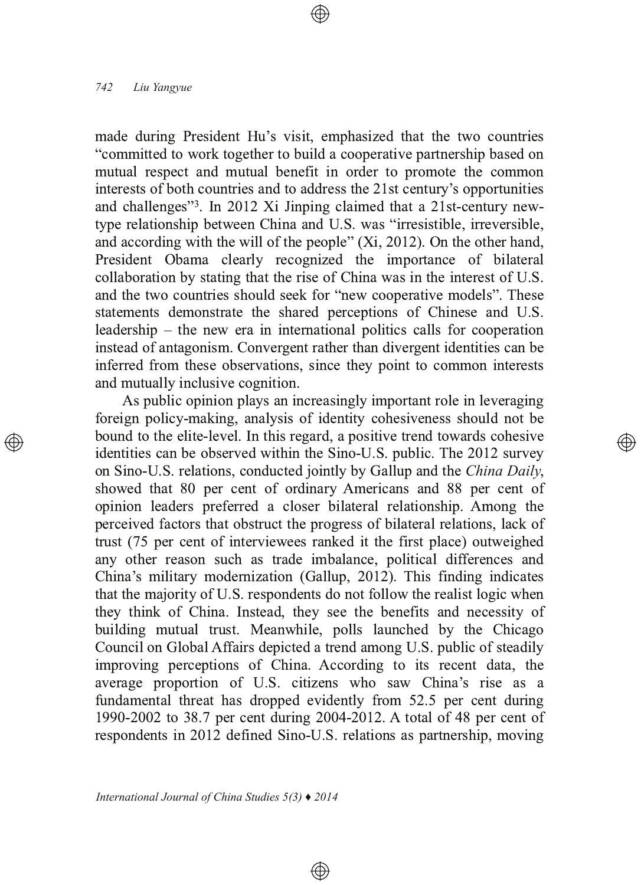made during President Hu's visit, emphasized that the two countries "committed to work together to build a cooperative partnership based on mutual respect and mutual benefit in order to promote the common interests of both countries and to address the 21st century's opportunities and challenges"[3]. In 2012 Xi Jinping claimed that a 21st-century new-type relationship between China and U.S. was "irresistible, irreversible, and according with the will of the people" (Xi, 2012). On the other hand, President Obama clearly recognized the importance of bilateral collaboration by stating that the rise of China was in the interest of U.S. and the two countries should seek for "new cooperative models". These statements demonstrate the shared perceptions of Chinese and U.S. leadership – the new era in international politics calls for cooperation instead of antagonism. Convergent rather than divergent identities can be inferred from these observations, since they point to common interests and mutually inclusive cognition.

As public opinion plays an increasingly important role in leveraging foreign policy-making, analysis of identity cohesiveness should not be bound to the elite-level. In this regard, a positive trend towards cohesive identities can be observed within the Sino-U.S. public. The 2012 survey on Sino-U.S. relations, conducted jointly by Gallup and the *China Daily*, showed that 80 per cent of ordinary Americans and 88 per cent of opinion leaders preferred a closer bilateral relationship. Among the perceived factors that obstruct the progress of bilateral relations, lack of trust (75 per cent of interviewees ranked it the first place) outweighed any other reason such as trade imbalance, political differences and China's military modernization (Gallup, 2012). This finding indicates that the majority of U.S. respondents do not follow the realist logic when they think of China. Instead, they see the benefits and necessity of building mutual trust. Meanwhile, polls launched by the Chicago Council on Global Affairs depicted a trend among U.S. public of steadily improving perceptions of China. According to its recent data, the average proportion of U.S. citizens who saw China's rise as a fundamental threat has dropped evidently from 52.5 per cent during 1990-2002 to 38.7 per cent during 2004-2012. A total of 48 per cent of respondents in 2012 defined Sino-U.S. relations as partnership, moving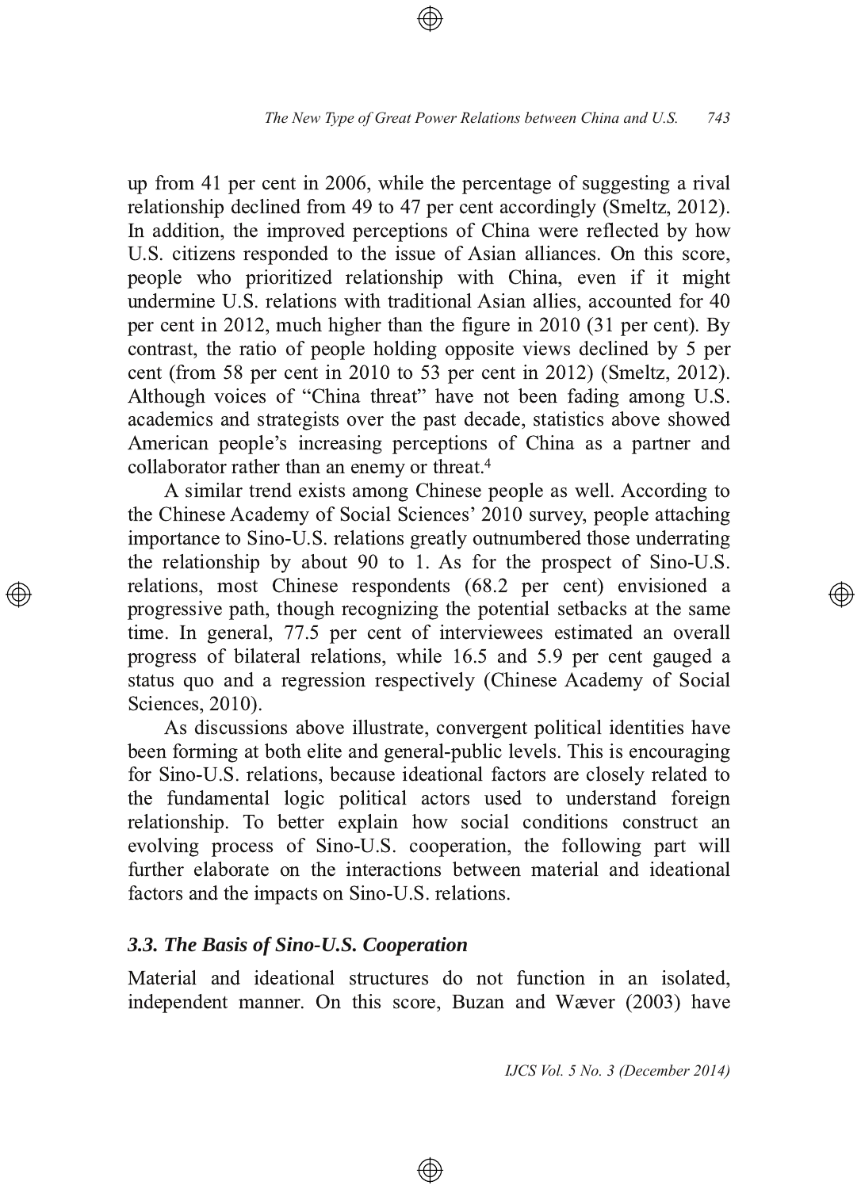up from 41 per cent in 2006, while the percentage of suggesting a rival relationship declined from 49 to 47 per cent accordingly (Smeltz, 2012). In addition, the improved perceptions of China were reflected by how U.S. citizens responded to the issue of Asian alliances. On this score, people who prioritized relationship with China, even if it might undermine U.S. relations with traditional Asian allies, accounted for 40 per cent in 2012, much higher than the figure in 2010 (31 per cent). By contrast, the ratio of people holding opposite views declined by 5 per cent (from 58 per cent in 2010 to 53 per cent in 2012) (Smeltz, 2012). Although voices of "China threat" have not been fading among U.S. academics and strategists over the past decade, statistics above showed American people's increasing perceptions of China as a partner and collaborator rather than an enemy or threat.[4]

A similar trend exists among Chinese people as well. According to the Chinese Academy of Social Sciences' 2010 survey, people attaching importance to Sino-U.S. relations greatly outnumbered those underrating the relationship by about 90 to 1. As for the prospect of Sino-U.S. relations, most Chinese respondents (68.2 per cent) envisioned a progressive path, though recognizing the potential setbacks at the same time. In general, 77.5 per cent of interviewees estimated an overall progress of bilateral relations, while 16.5 and 5.9 per cent gauged a status quo and a regression respectively (Chinese Academy of Social Sciences, 2010).

As discussions above illustrate, convergent political identities have been forming at both elite and general-public levels. This is encouraging for Sino-U.S. relations, because ideational factors are closely related to the fundamental logic political actors used to understand foreign relationship. To better explain how social conditions construct an evolving process of Sino-U.S. cooperation, the following part will further elaborate on the interactions between material and ideational factors and the impacts on Sino-U.S. relations.

### *3.3. The Basis of Sino-U.S. Cooperation*

Material and ideational structures do not function in an isolated, independent manner. On this score, Buzan and Wæver (2003) have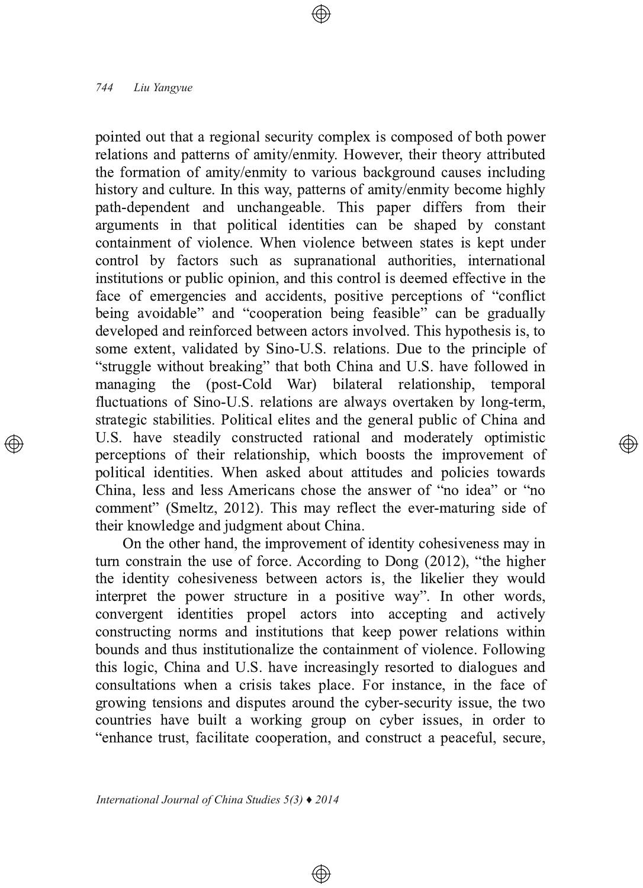pointed out that a regional security complex is composed of both power relations and patterns of amity/enmity. However, their theory attributed the formation of amity/enmity to various background causes including history and culture. In this way, patterns of amity/enmity become highly path-dependent and unchangeable. This paper differs from their arguments in that political identities can be shaped by constant containment of violence. When violence between states is kept under control by factors such as supranational authorities, international institutions or public opinion, and this control is deemed effective in the face of emergencies and accidents, positive perceptions of "conflict being avoidable" and "cooperation being feasible" can be gradually developed and reinforced between actors involved. This hypothesis is, to some extent, validated by Sino-U.S. relations. Due to the principle of "struggle without breaking" that both China and U.S. have followed in managing the (post-Cold War) bilateral relationship, temporal fluctuations of Sino-U.S. relations are always overtaken by long-term, strategic stabilities. Political elites and the general public of China and U.S. have steadily constructed rational and moderately optimistic perceptions of their relationship, which boosts the improvement of political identities. When asked about attitudes and policies towards China, less and less Americans chose the answer of "no idea" or "no comment" (Smeltz, 2012). This may reflect the ever-maturing side of their knowledge and judgment about China.

On the other hand, the improvement of identity cohesiveness may in turn constrain the use of force. According to Dong (2012), "the higher the identity cohesiveness between actors is, the likelier they would interpret the power structure in a positive way". In other words, convergent identities propel actors into accepting and actively constructing norms and institutions that keep power relations within bounds and thus institutionalize the containment of violence. Following this logic, China and U.S. have increasingly resorted to dialogues and consultations when a crisis takes place. For instance, in the face of growing tensions and disputes around the cyber-security issue, the two countries have built a working group on cyber issues, in order to "enhance trust, facilitate cooperation, and construct a peaceful, secure,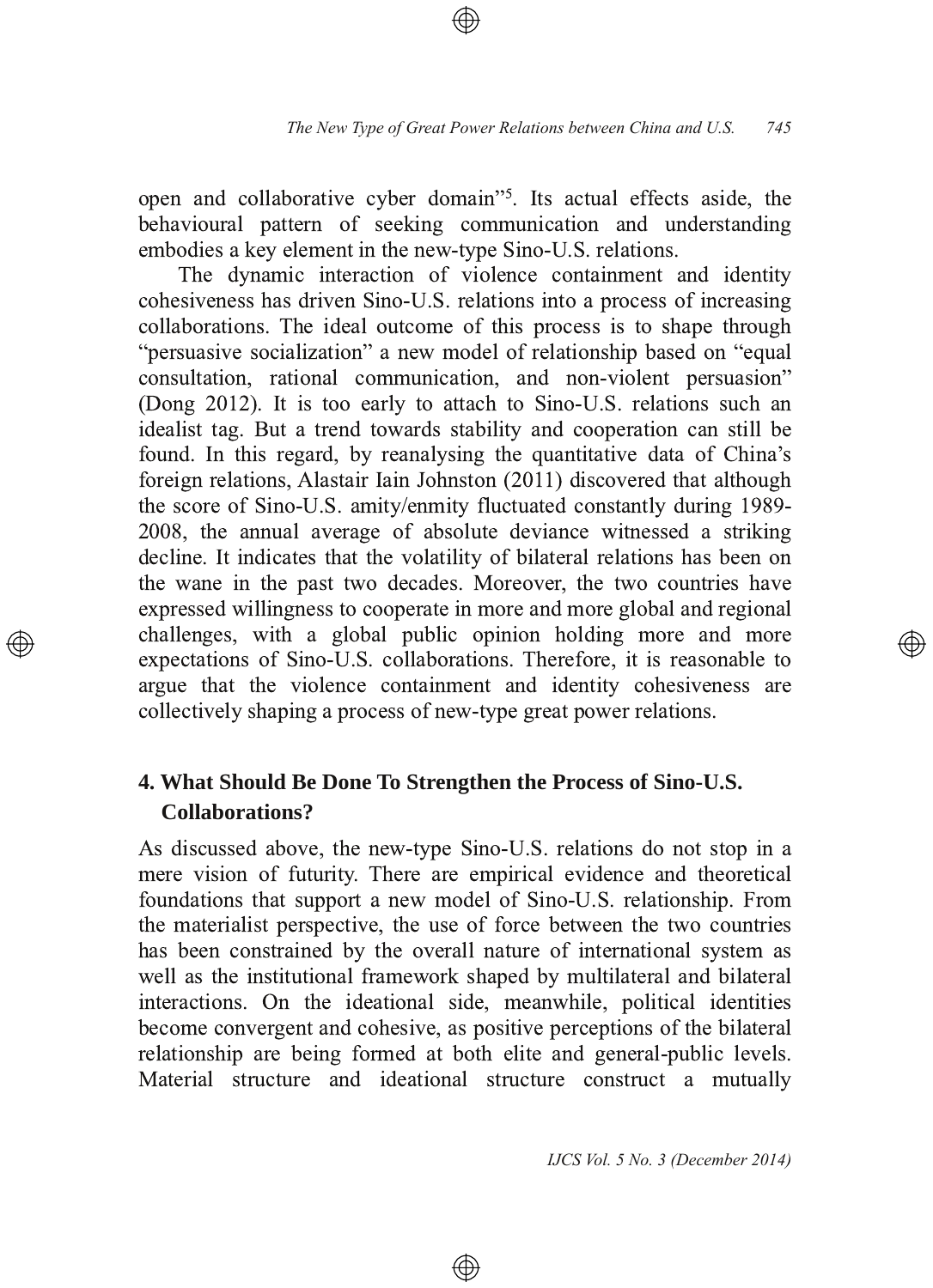open and collaborative cyber domain"[5]. Its actual effects aside, the behavioural pattern of seeking communication and understanding embodies a key element in the new-type Sino-U.S. relations.

The dynamic interaction of violence containment and identity cohesiveness has driven Sino-U.S. relations into a process of increasing collaborations. The ideal outcome of this process is to shape through "persuasive socialization" a new model of relationship based on "equal consultation, rational communication, and non-violent persuasion" (Dong 2012). It is too early to attach to Sino-U.S. relations such an idealist tag. But a trend towards stability and cooperation can still be found. In this regard, by reanalysing the quantitative data of China's foreign relations, Alastair Iain Johnston (2011) discovered that although the score of Sino-U.S. amity/enmity fluctuated constantly during 1989-2008, the annual average of absolute deviance witnessed a striking decline. It indicates that the volatility of bilateral relations has been on the wane in the past two decades. Moreover, the two countries have expressed willingness to cooperate in more and more global and regional challenges, with a global public opinion holding more and more expectations of Sino-U.S. collaborations. Therefore, it is reasonable to argue that the violence containment and identity cohesiveness are collectively shaping a process of new-type great power relations.

## 4. What Should Be Done To Strengthen the Process of Sino-U.S. Collaborations?

As discussed above, the new-type Sino-U.S. relations do not stop in a mere vision of futurity. There are empirical evidence and theoretical foundations that support a new model of Sino-U.S. relationship. From the materialist perspective, the use of force between the two countries has been constrained by the overall nature of international system as well as the institutional framework shaped by multilateral and bilateral interactions. On the ideational side, meanwhile, political identities become convergent and cohesive, as positive perceptions of the bilateral relationship are being formed at both elite and general-public levels. Material structure and ideational structure construct a mutually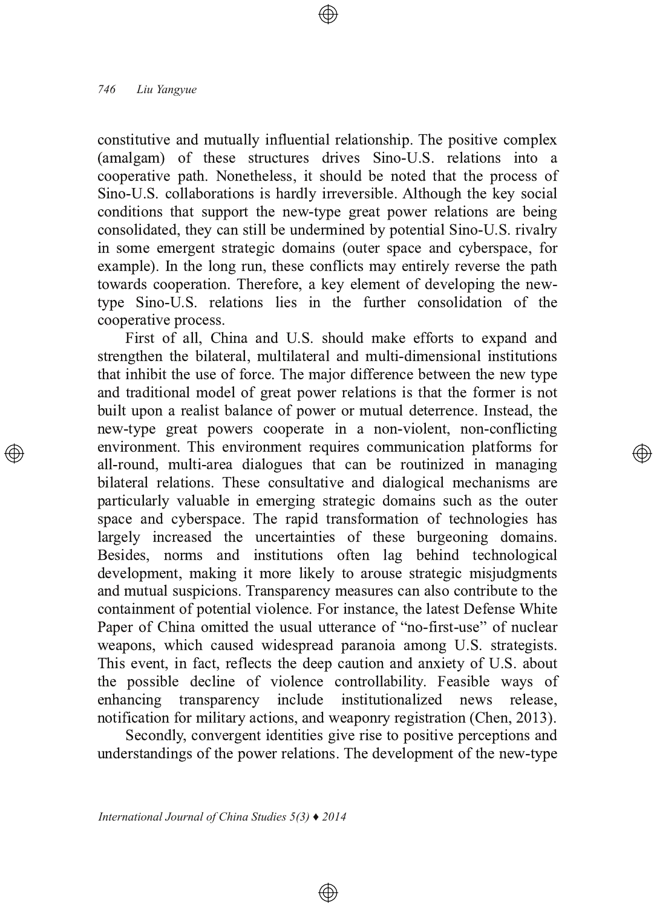constitutive and mutually influential relationship. The positive complex (amalgam) of these structures drives Sino-U.S. relations into a cooperative path. Nonetheless, it should be noted that the process of Sino-U.S. collaborations is hardly irreversible. Although the key social conditions that support the new-type great power relations are being consolidated, they can still be undermined by potential Sino-U.S. rivalry in some emergent strategic domains (outer space and cyberspace, for example). In the long run, these conflicts may entirely reverse the path towards cooperation. Therefore, a key element of developing the new-type Sino-U.S. relations lies in the further consolidation of the cooperative process.

First of all, China and U.S. should make efforts to expand and strengthen the bilateral, multilateral and multi-dimensional institutions that inhibit the use of force. The major difference between the new type and traditional model of great power relations is that the former is not built upon a realist balance of power or mutual deterrence. Instead, the new-type great powers cooperate in a non-violent, non-conflicting environment. This environment requires communication platforms for all-round, multi-area dialogues that can be routinized in managing bilateral relations. These consultative and dialogical mechanisms are particularly valuable in emerging strategic domains such as the outer space and cyberspace. The rapid transformation of technologies has largely increased the uncertainties of these burgeoning domains. Besides, norms and institutions often lag behind technological development, making it more likely to arouse strategic misjudgments and mutual suspicions. Transparency measures can also contribute to the containment of potential violence. For instance, the latest Defense White Paper of China omitted the usual utterance of "no-first-use" of nuclear weapons, which caused widespread paranoia among U.S. strategists. This event, in fact, reflects the deep caution and anxiety of U.S. about the possible decline of violence controllability. Feasible ways of enhancing transparency include institutionalized news release, notification for military actions, and weaponry registration (Chen, 2013).

Secondly, convergent identities give rise to positive perceptions and understandings of the power relations. The development of the new-type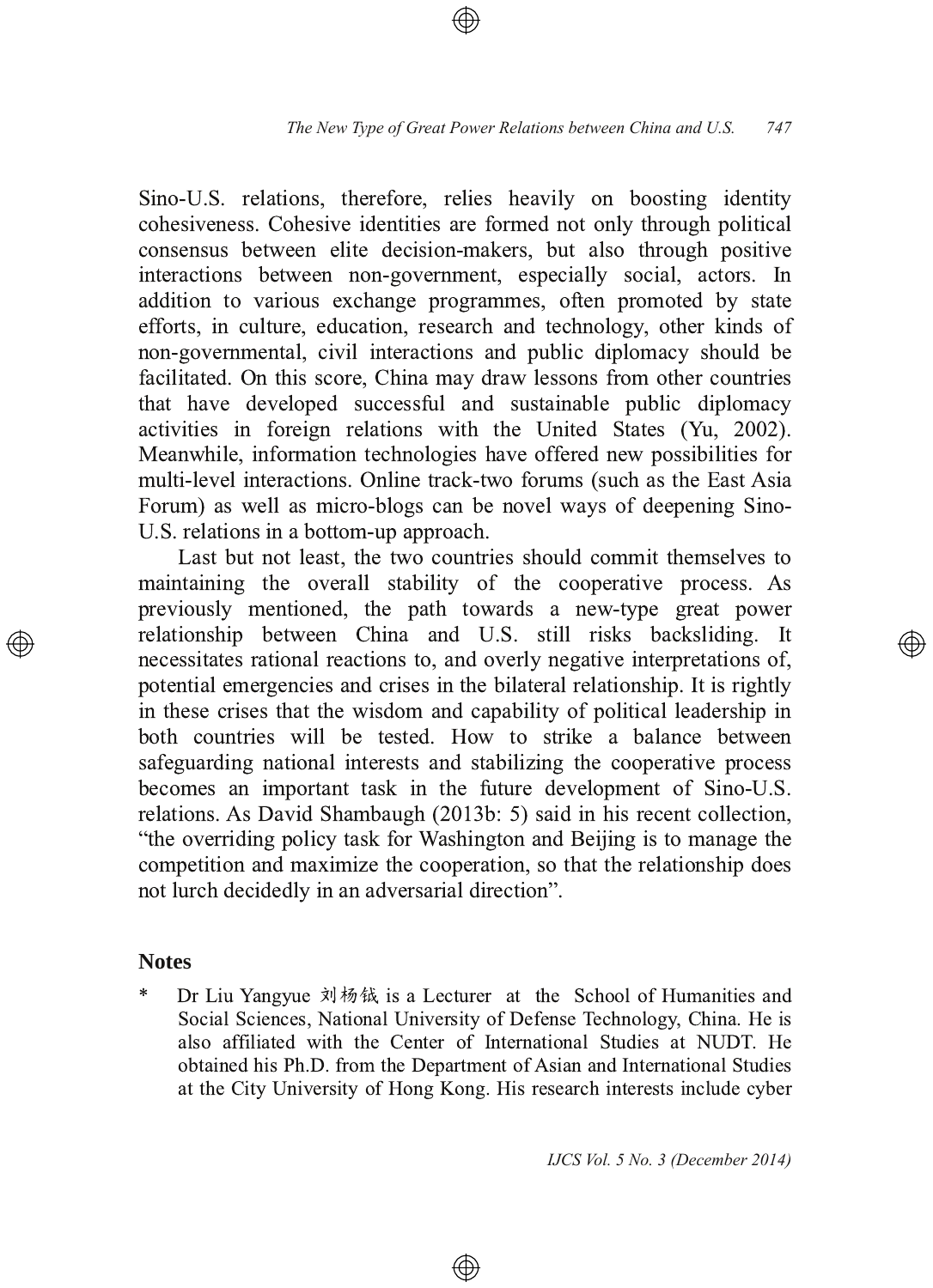Sino-U.S. relations, therefore, relies heavily on boosting identity cohesiveness. Cohesive identities are formed not only through political consensus between elite decision-makers, but also through positive interactions between non-government, especially social, actors. In addition to various exchange programmes, often promoted by state efforts, in culture, education, research and technology, other kinds of non-governmental, civil interactions and public diplomacy should be facilitated. On this score, China may draw lessons from other countries that have developed successful and sustainable public diplomacy activities in foreign relations with the United States (Yu, 2002). Meanwhile, information technologies have offered new possibilities for multi-level interactions. Online track-two forums (such as the East Asia Forum) as well as micro-blogs can be novel ways of deepening Sino-U.S. relations in a bottom-up approach.

Last but not least, the two countries should commit themselves to maintaining the overall stability of the cooperative process. As previously mentioned, the path towards a new-type great power relationship between China and U.S. still risks backsliding. It necessitates rational reactions to, and overly negative interpretations of, potential emergencies and crises in the bilateral relationship. It is rightly in these crises that the wisdom and capability of political leadership in both countries will be tested. How to strike a balance between safeguarding national interests and stabilizing the cooperative process becomes an important task in the future development of Sino-U.S. relations. As David Shambaugh (2013b: 5) said in his recent collection, "the overriding policy task for Washington and Beijing is to manage the competition and maximize the cooperation, so that the relationship does not lurch decidedly in an adversarial direction".

## Notes

\* Dr Liu Yangyue 刘杨钺 is a Lecturer at the School of Humanities and Social Sciences, National University of Defense Technology, China. He is also affiliated with the Center of International Studies at NUDT. He obtained his Ph.D. from the Department of Asian and International Studies at the City University of Hong Kong. His research interests include cyber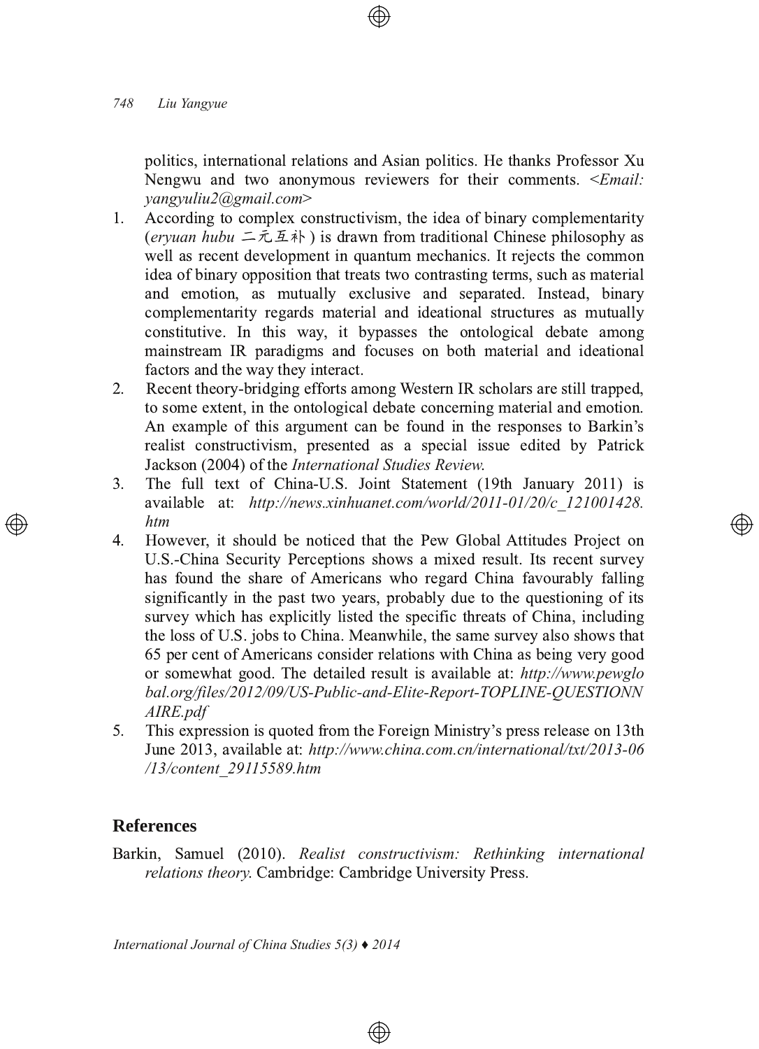politics, international relations and Asian politics. He thanks Professor Xu Nengwu and two anonymous reviewers for their comments. <*Email: yangyuliu2@gmail.com*>

1. According to complex constructivism, the idea of binary complementarity (*eryuan hubu* 二元互补 ) is drawn from traditional Chinese philosophy as well as recent development in quantum mechanics. It rejects the common idea of binary opposition that treats two contrasting terms, such as material and emotion, as mutually exclusive and separated. Instead, binary complementarity regards material and ideational structures as mutually constitutive. In this way, it bypasses the ontological debate among mainstream IR paradigms and focuses on both material and ideational factors and the way they interact.
2. Recent theory-bridging efforts among Western IR scholars are still trapped, to some extent, in the ontological debate concerning material and emotion. An example of this argument can be found in the responses to Barkin's realist constructivism, presented as a special issue edited by Patrick Jackson (2004) of the *International Studies Review.*
3. The full text of China-U.S. Joint Statement (19th January 2011) is available at: *http://news.xinhuanet.com/world/2011-01/20/c_121001428.htm*
4. However, it should be noticed that the Pew Global Attitudes Project on U.S.-China Security Perceptions shows a mixed result. Its recent survey has found the share of Americans who regard China favourably falling significantly in the past two years, probably due to the questioning of its survey which has explicitly listed the specific threats of China, including the loss of U.S. jobs to China. Meanwhile, the same survey also shows that 65 per cent of Americans consider relations with China as being very good or somewhat good. The detailed result is available at: *http://www.pewglobal.org/files/2012/09/US-Public-and-Elite-Report-TOPLINE-QUESTIONNAIRE.pdf*
5. This expression is quoted from the Foreign Ministry's press release on 13th June 2013, available at: *http://www.china.com.cn/international/txt/2013-06/13/content_29115589.htm*

## References

Barkin, Samuel (2010). *Realist constructivism: Rethinking international relations theory.* Cambridge: Cambridge University Press.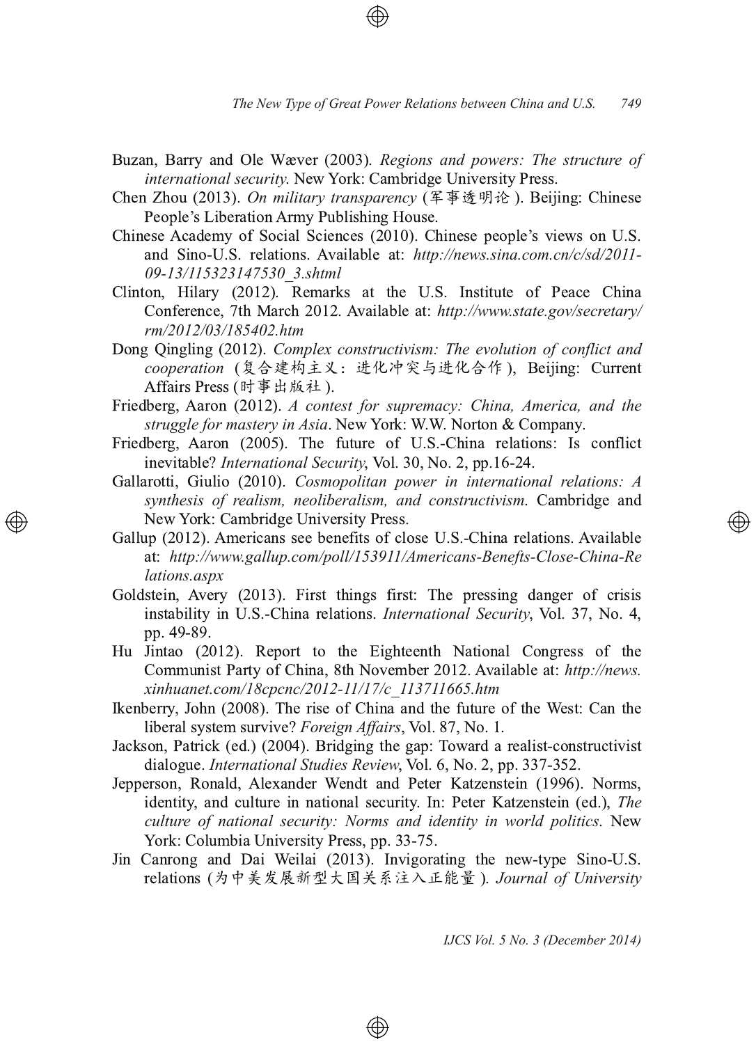Buzan, Barry and Ole Wæver (2003). *Regions and powers: The structure of international security*. New York: Cambridge University Press.

Chen Zhou (2013). *On military transparency* (军事透明论). Beijing: Chinese People's Liberation Army Publishing House.

Chinese Academy of Social Sciences (2010). Chinese people's views on U.S. and Sino-U.S. relations. Available at: *http://news.sina.com.cn/c/sd/2011-09-13/115323147530_3.shtml*

Clinton, Hilary (2012). Remarks at the U.S. Institute of Peace China Conference, 7th March 2012. Available at: *http://www.state.gov/secretary/rm/2012/03/185402.htm*

Dong Qingling (2012). *Complex constructivism: The evolution of conflict and cooperation* (复合建构主义：进化冲突与进化合作), Beijing: Current Affairs Press (时事出版社).

Friedberg, Aaron (2012). *A contest for supremacy: China, America, and the struggle for mastery in Asia*. New York: W.W. Norton & Company.

Friedberg, Aaron (2005). The future of U.S.-China relations: Is conflict inevitable? *International Security*, Vol. 30, No. 2, pp.16-24.

Gallarotti, Giulio (2010). *Cosmopolitan power in international relations: A synthesis of realism, neoliberalism, and constructivism*. Cambridge and New York: Cambridge University Press.

Gallup (2012). Americans see benefits of close U.S.-China relations. Available at: *http://www.gallup.com/poll/153911/Americans-Benefts-Close-China-Relations.aspx*

Goldstein, Avery (2013). First things first: The pressing danger of crisis instability in U.S.-China relations. *International Security*, Vol. 37, No. 4, pp. 49-89.

Hu Jintao (2012). Report to the Eighteenth National Congress of the Communist Party of China, 8th November 2012. Available at: *http://news.xinhuanet.com/18cpcnc/2012-11/17/c_113711665.htm*

Ikenberry, John (2008). The rise of China and the future of the West: Can the liberal system survive? *Foreign Affairs*, Vol. 87, No. 1.

Jackson, Patrick (ed.) (2004). Bridging the gap: Toward a realist-constructivist dialogue. *International Studies Review*, Vol. 6, No. 2, pp. 337-352.

Jepperson, Ronald, Alexander Wendt and Peter Katzenstein (1996). Norms, identity, and culture in national security. In: Peter Katzenstein (ed.), *The culture of national security: Norms and identity in world politics*. New York: Columbia University Press, pp. 33-75.

Jin Canrong and Dai Weilai (2013). Invigorating the new-type Sino-U.S. relations (为中美发展新型大国关系注入正能量). *Journal of University*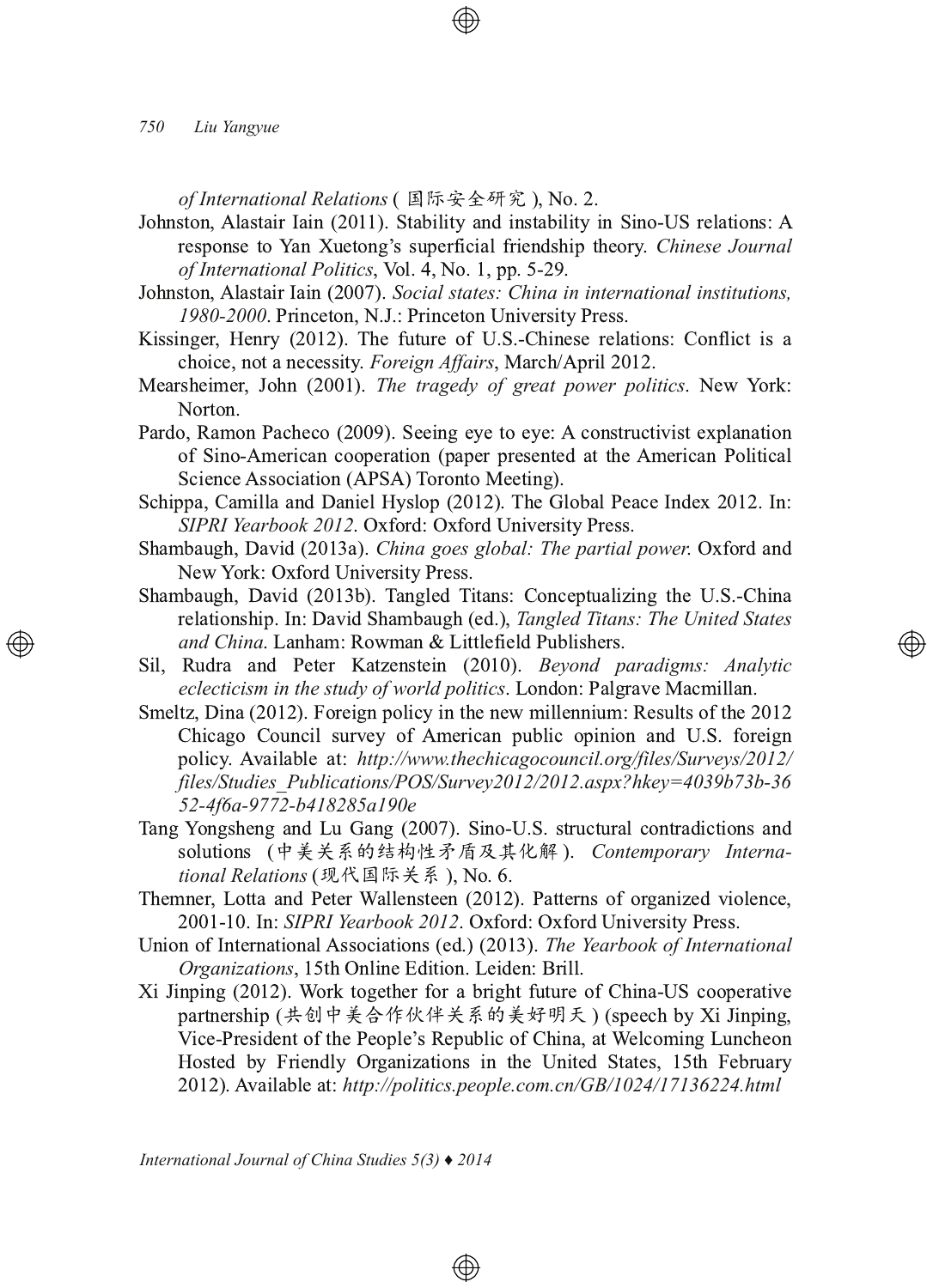*of International Relations* ( 国际安全研究 ), No. 2.

Johnston, Alastair Iain (2011). Stability and instability in Sino-US relations: A response to Yan Xuetong's superficial friendship theory. *Chinese Journal of International Politics*, Vol. 4, No. 1, pp. 5-29.

Johnston, Alastair Iain (2007). *Social states: China in international institutions, 1980-2000*. Princeton, N.J.: Princeton University Press.

Kissinger, Henry (2012). The future of U.S.-Chinese relations: Conflict is a choice, not a necessity. *Foreign Affairs*, March/April 2012.

Mearsheimer, John (2001). *The tragedy of great power politics*. New York: Norton.

Pardo, Ramon Pacheco (2009). Seeing eye to eye: A constructivist explanation of Sino-American cooperation (paper presented at the American Political Science Association (APSA) Toronto Meeting).

Schippa, Camilla and Daniel Hyslop (2012). The Global Peace Index 2012. In: *SIPRI Yearbook 2012*. Oxford: Oxford University Press.

Shambaugh, David (2013a). *China goes global: The partial power*. Oxford and New York: Oxford University Press.

Shambaugh, David (2013b). Tangled Titans: Conceptualizing the U.S.-China relationship. In: David Shambaugh (ed.), *Tangled Titans: The United States and China*. Lanham: Rowman & Littlefield Publishers.

Sil, Rudra and Peter Katzenstein (2010). *Beyond paradigms: Analytic eclecticism in the study of world politics*. London: Palgrave Macmillan.

Smeltz, Dina (2012). Foreign policy in the new millennium: Results of the 2012 Chicago Council survey of American public opinion and U.S. foreign policy. Available at: *http://www.thechicagocouncil.org/files/Surveys/2012/files/Studies_Publications/POS/Survey2012/2012.aspx?hkey=4039b73b-3652-4f6a-9772-b418285a190e*

Tang Yongsheng and Lu Gang (2007). Sino-U.S. structural contradictions and solutions (中美关系的结构性矛盾及其化解). *Contemporary International Relations* (现代国际关系 ), No. 6.

Themner, Lotta and Peter Wallensteen (2012). Patterns of organized violence, 2001-10. In: *SIPRI Yearbook 2012*. Oxford: Oxford University Press.

Union of International Associations (ed.) (2013). *The Yearbook of International Organizations*, 15th Online Edition. Leiden: Brill.

Xi Jinping (2012). Work together for a bright future of China-US cooperative partnership (共创中美合作伙伴关系的美好明天 ) (speech by Xi Jinping, Vice-President of the People's Republic of China, at Welcoming Luncheon Hosted by Friendly Organizations in the United States, 15th February 2012). Available at: *http://politics.people.com.cn/GB/1024/17136224.html*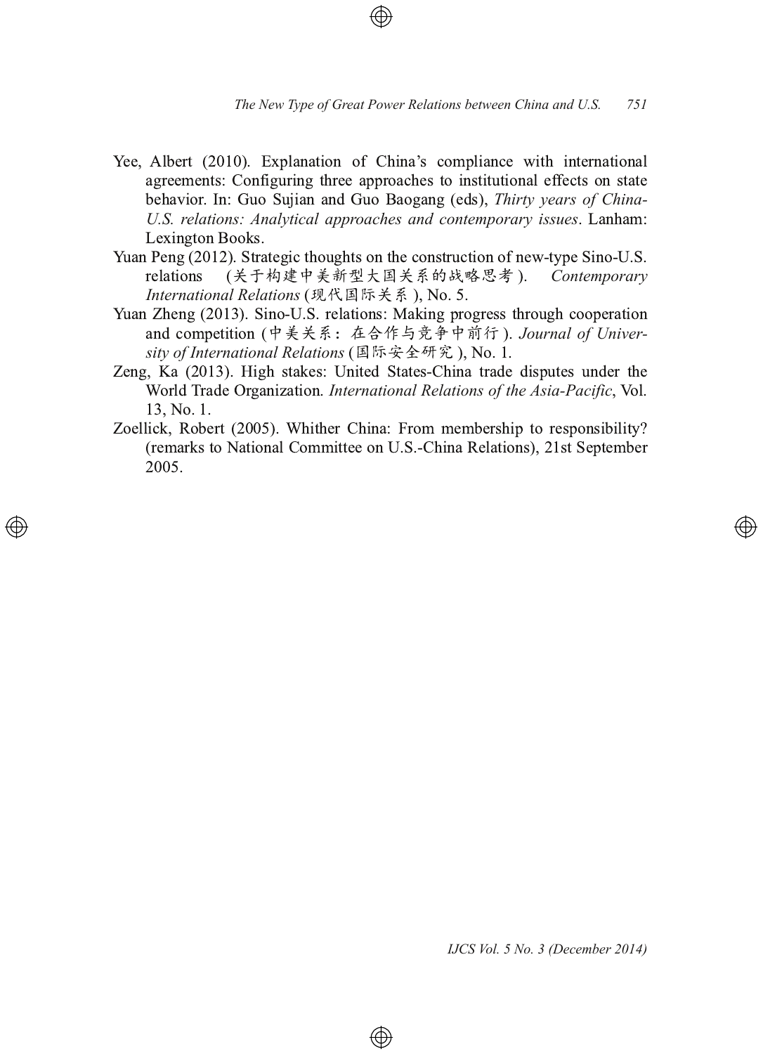Yee, Albert (2010). Explanation of China's compliance with international agreements: Configuring three approaches to institutional effects on state behavior. In: Guo Sujian and Guo Baogang (eds), *Thirty years of China-U.S. relations: Analytical approaches and contemporary issues*. Lanham: Lexington Books.

Yuan Peng (2012). Strategic thoughts on the construction of new-type Sino-U.S. relations (关于构建中美新型大国关系的战略思考). *Contemporary International Relations* (现代国际关系), No. 5.

Yuan Zheng (2013). Sino-U.S. relations: Making progress through cooperation and competition (中美关系：在合作与竞争中前行). *Journal of University of International Relations* (国际安全研究), No. 1.

Zeng, Ka (2013). High stakes: United States-China trade disputes under the World Trade Organization. *International Relations of the Asia-Pacific*, Vol. 13, No. 1.

Zoellick, Robert (2005). Whither China: From membership to responsibility? (remarks to National Committee on U.S.-China Relations), 21st September 2005.